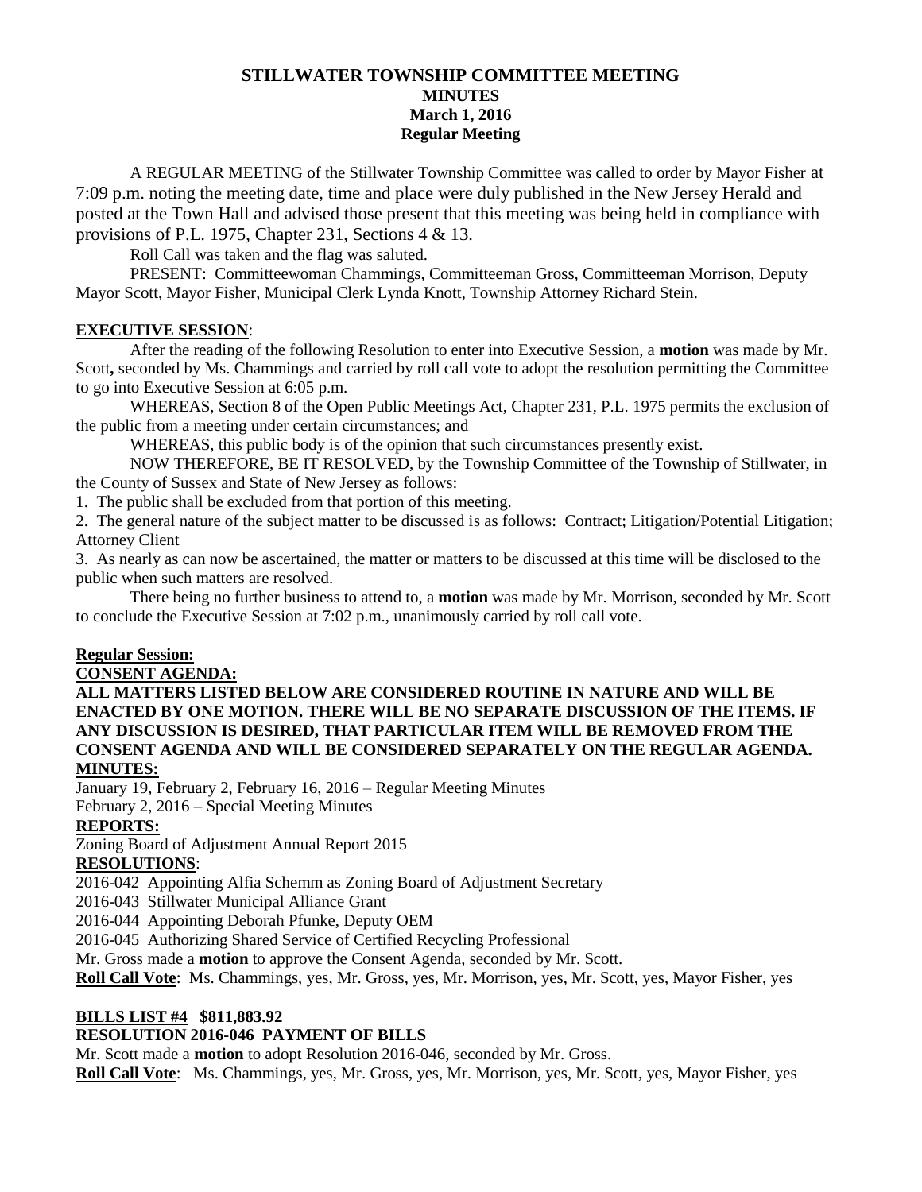# STILLWATER TOWNSHIP COMMITTEE MEETING
## MINUTES
### March 1, 2016
### Regular Meeting

A REGULAR MEETING of the Stillwater Township Committee was called to order by Mayor Fisher at 7:09 p.m. noting the meeting date, time and place were duly published in the New Jersey Herald and posted at the Town Hall and advised those present that this meeting was being held in compliance with provisions of P.L. 1975, Chapter 231, Sections 4 & 13.

Roll Call was taken and the flag was saluted.

PRESENT: Committeewoman Chammings, Committeeman Gross, Committeeman Morrison, Deputy Mayor Scott, Mayor Fisher, Municipal Clerk Lynda Knott, Township Attorney Richard Stein.

**EXECUTIVE SESSION**:

After the reading of the following Resolution to enter into Executive Session, a **motion** was made by Mr. Scott**,** seconded by Ms. Chammings and carried by roll call vote to adopt the resolution permitting the Committee to go into Executive Session at 6:05 p.m.

WHEREAS, Section 8 of the Open Public Meetings Act, Chapter 231, P.L. 1975 permits the exclusion of the public from a meeting under certain circumstances; and

WHEREAS, this public body is of the opinion that such circumstances presently exist.

NOW THEREFORE, BE IT RESOLVED, by the Township Committee of the Township of Stillwater, in the County of Sussex and State of New Jersey as follows:

1. The public shall be excluded from that portion of this meeting.
2. The general nature of the subject matter to be discussed is as follows: Contract; Litigation/Potential Litigation; Attorney Client
3. As nearly as can now be ascertained, the matter or matters to be discussed at this time will be disclosed to the public when such matters are resolved.

There being no further business to attend to, a **motion** was made by Mr. Morrison, seconded by Mr. Scott to conclude the Executive Session at 7:02 p.m., unanimously carried by roll call vote.

**Regular Session:**

**CONSENT AGENDA:**

**ALL MATTERS LISTED BELOW ARE CONSIDERED ROUTINE IN NATURE AND WILL BE ENACTED BY ONE MOTION. THERE WILL BE NO SEPARATE DISCUSSION OF THE ITEMS. IF ANY DISCUSSION IS DESIRED, THAT PARTICULAR ITEM WILL BE REMOVED FROM THE CONSENT AGENDA AND WILL BE CONSIDERED SEPARATELY ON THE REGULAR AGENDA.**

**MINUTES:**

January 19, February 2, February 16, 2016 – Regular Meeting Minutes
February 2, 2016 – Special Meeting Minutes

**REPORTS:**

Zoning Board of Adjustment Annual Report 2015

**RESOLUTIONS**:

2016-042 Appointing Alfia Schemm as Zoning Board of Adjustment Secretary
2016-043 Stillwater Municipal Alliance Grant
2016-044 Appointing Deborah Pfunke, Deputy OEM
2016-045 Authorizing Shared Service of Certified Recycling Professional

Mr. Gross made a **motion** to approve the Consent Agenda, seconded by Mr. Scott.

**Roll Call Vote**: Ms. Chammings, yes, Mr. Gross, yes, Mr. Morrison, yes, Mr. Scott, yes, Mayor Fisher, yes

**BILLS LIST #4 $811,883.92**

**RESOLUTION 2016-046 PAYMENT OF BILLS**

Mr. Scott made a **motion** to adopt Resolution 2016-046, seconded by Mr. Gross.

**Roll Call Vote**: Ms. Chammings, yes, Mr. Gross, yes, Mr. Morrison, yes, Mr. Scott, yes, Mayor Fisher, yes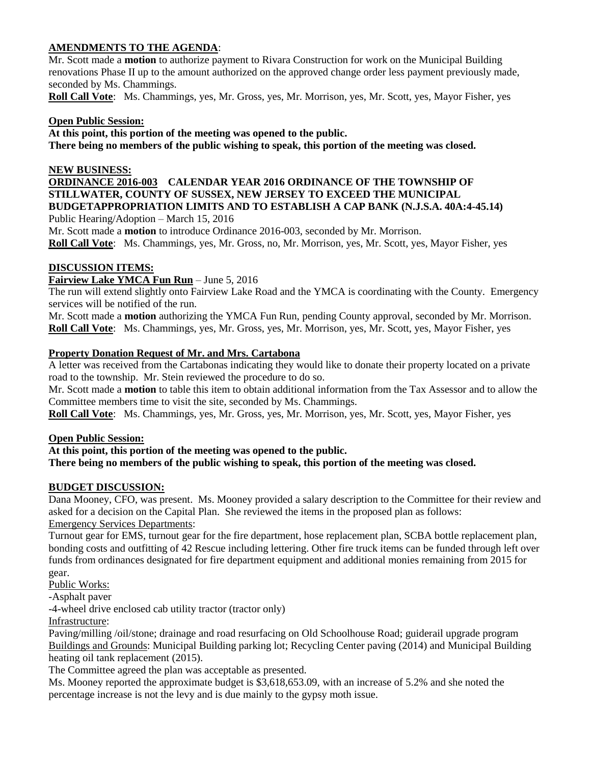**AMENDMENTS TO THE AGENDA**:

Mr. Scott made a **motion** to authorize payment to Rivara Construction for work on the Municipal Building renovations Phase II up to the amount authorized on the approved change order less payment previously made, seconded by Ms. Chammings.

**Roll Call Vote**: Ms. Chammings, yes, Mr. Gross, yes, Mr. Morrison, yes, Mr. Scott, yes, Mayor Fisher, yes

**Open Public Session:**

**At this point, this portion of the meeting was opened to the public.**
**There being no members of the public wishing to speak, this portion of the meeting was closed.**

**NEW BUSINESS:**

**ORDINANCE 2016-003 CALENDAR YEAR 2016 ORDINANCE OF THE TOWNSHIP OF STILLWATER, COUNTY OF SUSSEX, NEW JERSEY TO EXCEED THE MUNICIPAL BUDGETAPPROPRIATION LIMITS AND TO ESTABLISH A CAP BANK (N.J.S.A. 40A:4-45.14)**

Public Hearing/Adoption – March 15, 2016

Mr. Scott made a **motion** to introduce Ordinance 2016-003, seconded by Mr. Morrison.

**Roll Call Vote**: Ms. Chammings, yes, Mr. Gross, no, Mr. Morrison, yes, Mr. Scott, yes, Mayor Fisher, yes

**DISCUSSION ITEMS:**

**Fairview Lake YMCA Fun Run** – June 5, 2016

The run will extend slightly onto Fairview Lake Road and the YMCA is coordinating with the County. Emergency services will be notified of the run.

Mr. Scott made a **motion** authorizing the YMCA Fun Run, pending County approval, seconded by Mr. Morrison.

**Roll Call Vote**: Ms. Chammings, yes, Mr. Gross, yes, Mr. Morrison, yes, Mr. Scott, yes, Mayor Fisher, yes

**Property Donation Request of Mr. and Mrs. Cartabona**

A letter was received from the Cartabonas indicating they would like to donate their property located on a private road to the township. Mr. Stein reviewed the procedure to do so.

Mr. Scott made a **motion** to table this item to obtain additional information from the Tax Assessor and to allow the Committee members time to visit the site, seconded by Ms. Chammings.

**Roll Call Vote**: Ms. Chammings, yes, Mr. Gross, yes, Mr. Morrison, yes, Mr. Scott, yes, Mayor Fisher, yes

**Open Public Session:**

**At this point, this portion of the meeting was opened to the public.**
**There being no members of the public wishing to speak, this portion of the meeting was closed.**

**BUDGET DISCUSSION:**

Dana Mooney, CFO, was present. Ms. Mooney provided a salary description to the Committee for their review and asked for a decision on the Capital Plan. She reviewed the items in the proposed plan as follows:

Emergency Services Departments:

Turnout gear for EMS, turnout gear for the fire department, hose replacement plan, SCBA bottle replacement plan, bonding costs and outfitting of 42 Rescue including lettering. Other fire truck items can be funded through left over funds from ordinances designated for fire department equipment and additional monies remaining from 2015 for gear.

Public Works:

-Asphalt paver
-4-wheel drive enclosed cab utility tractor (tractor only)

Infrastructure:

Paving/milling /oil/stone; drainage and road resurfacing on Old Schoolhouse Road; guiderail upgrade program

Buildings and Grounds: Municipal Building parking lot; Recycling Center paving (2014) and Municipal Building heating oil tank replacement (2015).

The Committee agreed the plan was acceptable as presented.

Ms. Mooney reported the approximate budget is $3,618,653.09, with an increase of 5.2% and she noted the percentage increase is not the levy and is due mainly to the gypsy moth issue.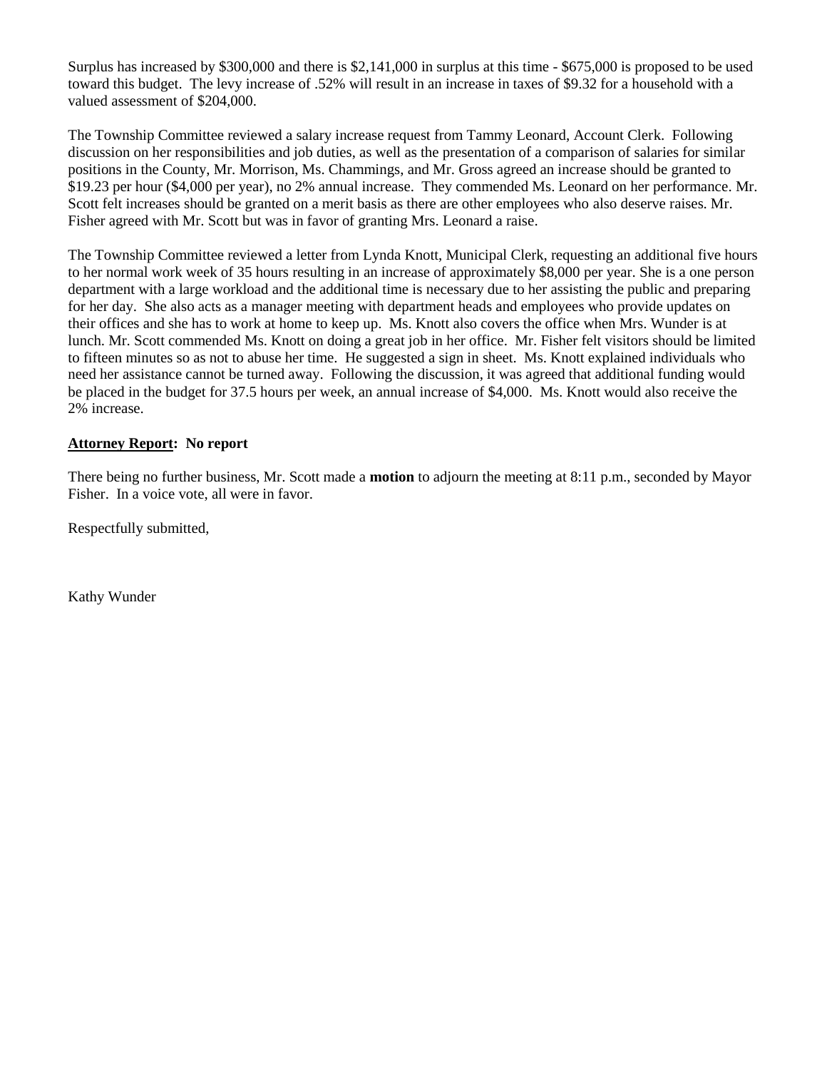Surplus has increased by $300,000 and there is $2,141,000 in surplus at this time - $675,000 is proposed to be used toward this budget. The levy increase of .52% will result in an increase in taxes of $9.32 for a household with a valued assessment of $204,000.

The Township Committee reviewed a salary increase request from Tammy Leonard, Account Clerk. Following discussion on her responsibilities and job duties, as well as the presentation of a comparison of salaries for similar positions in the County, Mr. Morrison, Ms. Chammings, and Mr. Gross agreed an increase should be granted to $19.23 per hour ($4,000 per year), no 2% annual increase. They commended Ms. Leonard on her performance. Mr. Scott felt increases should be granted on a merit basis as there are other employees who also deserve raises. Mr. Fisher agreed with Mr. Scott but was in favor of granting Mrs. Leonard a raise.

The Township Committee reviewed a letter from Lynda Knott, Municipal Clerk, requesting an additional five hours to her normal work week of 35 hours resulting in an increase of approximately $8,000 per year. She is a one person department with a large workload and the additional time is necessary due to her assisting the public and preparing for her day. She also acts as a manager meeting with department heads and employees who provide updates on their offices and she has to work at home to keep up. Ms. Knott also covers the office when Mrs. Wunder is at lunch. Mr. Scott commended Ms. Knott on doing a great job in her office. Mr. Fisher felt visitors should be limited to fifteen minutes so as not to abuse her time. He suggested a sign in sheet. Ms. Knott explained individuals who need her assistance cannot be turned away. Following the discussion, it was agreed that additional funding would be placed in the budget for 37.5 hours per week, an annual increase of $4,000. Ms. Knott would also receive the 2% increase.

**<u>Attorney Report</u>: No report**

There being no further business, Mr. Scott made a **motion** to adjourn the meeting at 8:11 p.m., seconded by Mayor Fisher. In a voice vote, all were in favor.

Respectfully submitted,

Kathy Wunder